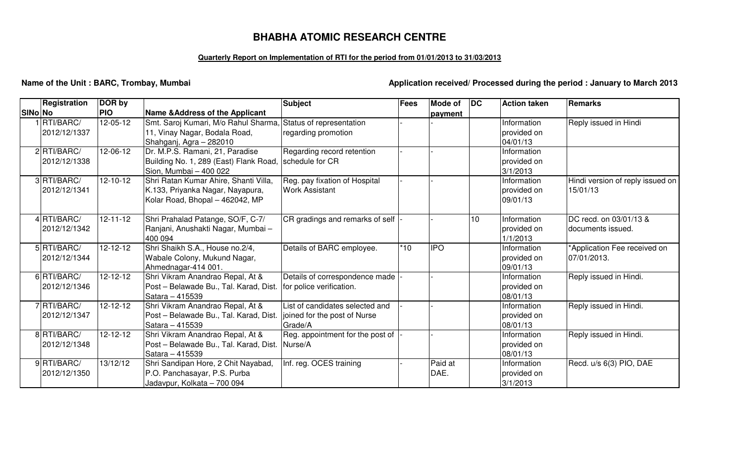# BHABHA ATOMIC RESEARCH CENTRE

**Quarterly Report on Implementation of RTI for the period from 01/01/2013 to 31/03/2013**

**Name of the Unit : BARC, Trombay, Mumbai**

**Application received/ Processed during the period : January to March 2013**

| SlNo | Registration No | DOR by PIO | Name &Address of the Applicant | Subject | Fees | Mode of payment | DC | Action taken | Remarks |
|---|---|---|---|---|---|---|---|---|---|
| 1 | RTI/BARC/ 2012/12/1337 | 12-05-12 | Smt. Saroj Kumari, M/o Rahul Sharma, 11, Vinay Nagar, Bodala Road, Shahganj, Agra – 282010 | Status of representation regarding promotion | - | - | | Information provided on 04/01/13 | Reply issued in Hindi |
| 2 | RTI/BARC/ 2012/12/1338 | 12-06-12 | Dr. M.P.S. Ramani, 21, Paradise Building No. 1, 289 (East) Flank Road, Sion, Mumbai – 400 022 | Regarding record retention schedule for CR | - | - | | Information provided on 3/1/2013 | |
| 3 | RTI/BARC/ 2012/12/1341 | 12-10-12 | Shri Ratan Kumar Ahire, Shanti Villa, K.133, Priyanka Nagar, Nayapura, Kolar Road, Bhopal – 462042, MP | Reg. pay fixation of Hospital Work Assistant | - | - | | Information provided on 09/01/13 | Hindi version of reply issued on 15/01/13 |
| 4 | RTI/BARC/ 2012/12/1342 | 12-11-12 | Shri Prahalad Patange, SO/F, C-7/ Ranjani, Anushakti Nagar, Mumbai – 400 094 | CR gradings and remarks of self | - | - | 10 | Information provided on 1/1/2013 | DC recd. on 03/01/13 & documents issued. |
| 5 | RTI/BARC/ 2012/12/1344 | 12-12-12 | Shri Shaikh S.A., House no.2/4, Wabale Colony, Mukund Nagar, Ahmednagar-414 001. | Details of BARC employee. | *10 | IPO | | Information provided on 09/01/13 | *Application Fee received on 07/01/2013. |
| 6 | RTI/BARC/ 2012/12/1346 | 12-12-12 | Shri Vikram Anandrao Repal, At & Post – Belawade Bu., Tal. Karad, Dist. Satara – 415539 | Details of correspondence made for police verification. | - | - | | Information provided on 08/01/13 | Reply issued in Hindi. |
| 7 | RTI/BARC/ 2012/12/1347 | 12-12-12 | Shri Vikram Anandrao Repal, At & Post – Belawade Bu., Tal. Karad, Dist. Satara – 415539 | List of candidates selected and joined for the post of Nurse Grade/A | - | - | | Information provided on 08/01/13 | Reply issued in Hindi. |
| 8 | RTI/BARC/ 2012/12/1348 | 12-12-12 | Shri Vikram Anandrao Repal, At & Post – Belawade Bu., Tal. Karad, Dist. Satara – 415539 | Reg. appointment for the post of Nurse/A | - | - | | Information provided on 08/01/13 | Reply issued in Hindi. |
| 9 | RTI/BARC/ 2012/12/1350 | 13/12/12 | Shri Sandipan Hore, 2 Chit Nayabad, P.O. Panchasayar, P.S. Purba Jadavpur, Kolkata – 700 094 | Inf. reg. OCES training | - | Paid at DAE. | | Information provided on 3/1/2013 | Recd. u/s 6(3) PIO, DAE |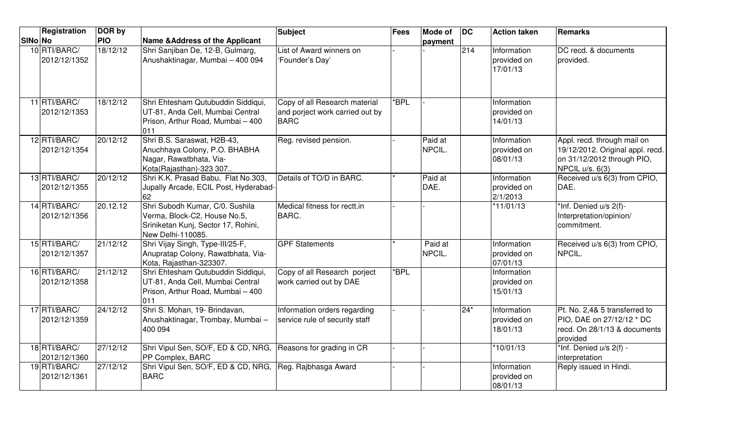| SINo | Registration No | DOR by PIO | Name &Address of the Applicant | Subject | Fees | Mode of payment | DC | Action taken | Remarks |
|---|---|---|---|---|---|---|---|---|---|
| 10 | RTI/BARC/ 2012/12/1352 | 18/12/12 | Shri Sanjiban De, 12-B, Gulmarg, Anushaktinagar, Mumbai – 400 094 | List of Award winners on 'Founder's Day' | - | - | 214 | Information provided on 17/01/13 | DC recd. & documents provided. |
| 11 | RTI/BARC/ 2012/12/1353 | 18/12/12 | Shri Ehtesham Qutubuddin Siddiqui, UT-81, Anda Cell, Mumbai Central Prison, Arthur Road, Mumbai – 400 011 | Copy of all Research material and porject work carried out by BARC | *BPL | - | | Information provided on 14/01/13 | |
| 12 | RTI/BARC/ 2012/12/1354 | 20/12/12 | Shri B.S. Saraswat, H2B-43, Anuchhaya Colony, P.O. BHABHA Nagar, Rawatbhata, Via-Kota(Rajasthan)-323 307.. | Reg. revised pension. | - | Paid at NPCIL. | | Information provided on 08/01/13 | Appl. recd. through mail on 19/12/2012. Original appl. recd. on 31/12/2012 through PIO, NPCIL u/s. 6(3) |
| 13 | RTI/BARC/ 2012/12/1355 | 20/12/12 | Shri K.K. Prasad Babu, Flat No.303, Jupally Arcade, ECIL Post, Hyderabad-62 | Details of TO/D in BARC. | * | Paid at DAE. | | Information provided on 2/1/2013 | Received u/s 6(3) from CPIO, DAE. |
| 14 | RTI/BARC/ 2012/12/1356 | 20.12.12 | Shri Subodh Kumar, C/0. Sushila Verma, Block-C2, House No.5, Sriniketan Kunj, Sector 17, Rohini, New Delhi-110085. | Medical fitness for rectt.in BARC. | - | - | | *11/01/13 | *Inf. Denied u/s 2(f)- Interpretation/opinion/ commitment. |
| 15 | RTI/BARC/ 2012/12/1357 | 21/12/12 | Shri Vijay Singh, Type-III/25-F, Anupratap Colony, Rawatbhata, Via-Kota, Rajasthan-323307. | GPF Statements | * | Paid at NPCIL. | | Information provided on 07/01/13 | Received u/s 6(3) from CPIO, NPCIL. |
| 16 | RTI/BARC/ 2012/12/1358 | 21/12/12 | Shri Ehtesham Qutubuddin Siddiqui, UT-81, Anda Cell, Mumbai Central Prison, Arthur Road, Mumbai – 400 011 | Copy of all Research porject work carried out by DAE | *BPL | | | Information provided on 15/01/13 | |
| 17 | RTI/BARC/ 2012/12/1359 | 24/12/12 | Shri S. Mohan, 19- Brindavan, Anushaktinagar, Trombay, Mumbai – 400 094 | Information orders regarding service rule of security staff | - | - | 24* | Information provided on 18/01/13 | Pt. No. 2,4& 5 transferred to PIO, DAE on 27/12/12 * DC recd. On 28/1/13 & documents provided |
| 18 | RTI/BARC/ 2012/12/1360 | 27/12/12 | Shri Vipul Sen, SO/F, ED & CD, NRG, PP Complex, BARC | Reasons for grading in CR | - | - | | *10/01/13 | *Inf. Denied u/s 2(f) - interpretation |
| 19 | RTI/BARC/ 2012/12/1361 | 27/12/12 | Shri Vipul Sen, SO/F, ED & CD, NRG, BARC | Reg. Rajbhasga Award | - | - | | Information provided on 08/01/13 | Reply issued in Hindi. |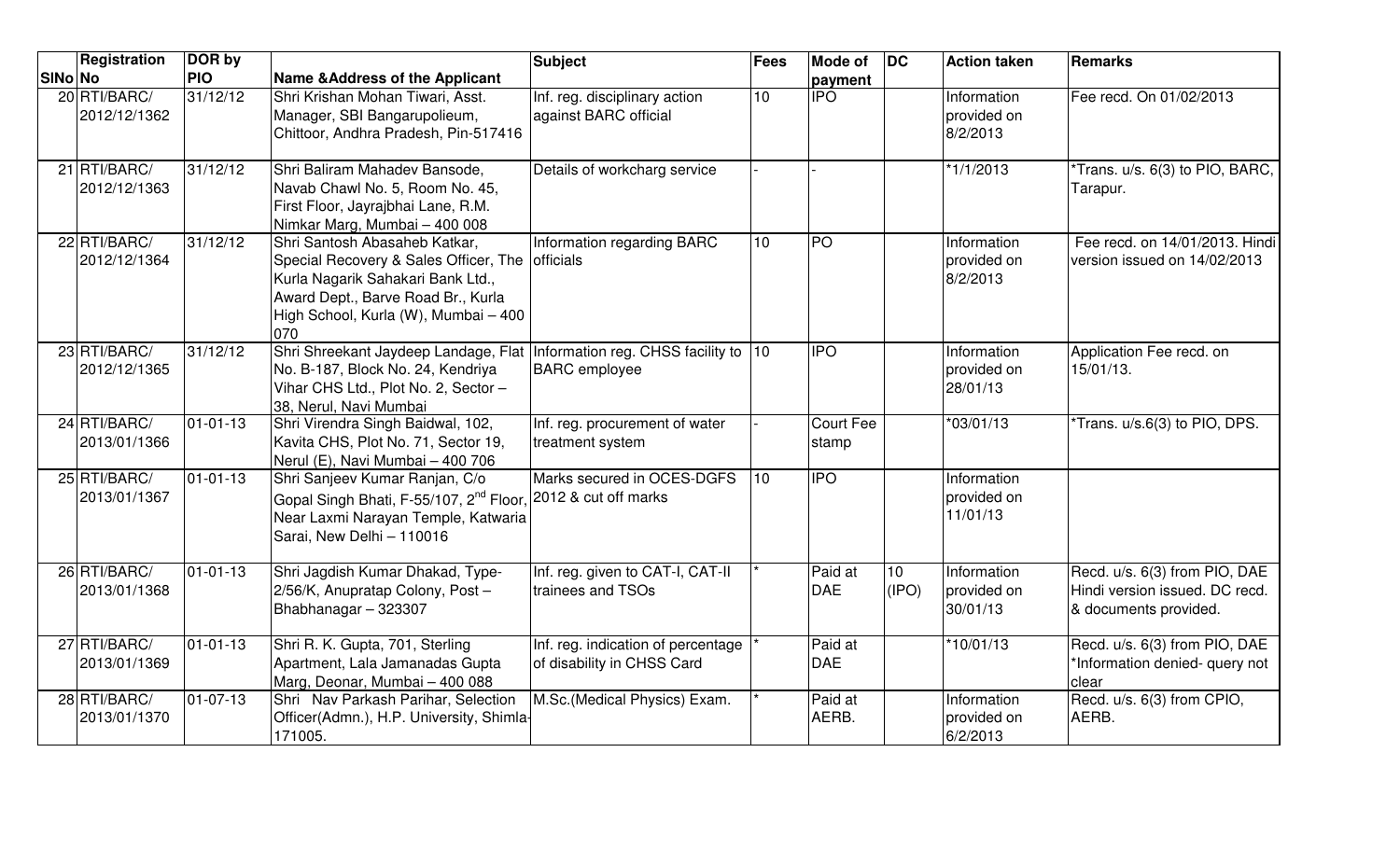| SINo | Registration No | DOR by PIO | Name &Address of the Applicant | Subject | Fees | Mode of payment | DC | Action taken | Remarks |
|---|---|---|---|---|---|---|---|---|---|
| 20 | RTI/BARC/ 2012/12/1362 | 31/12/12 | Shri Krishan Mohan Tiwari, Asst. Manager, SBI Bangarupolieum, Chittoor, Andhra Pradesh, Pin-517416 | Inf. reg. disciplinary action against BARC official | 10 | IPO | | Information provided on 8/2/2013 | Fee recd. On 01/02/2013 |
| 21 | RTI/BARC/ 2012/12/1363 | 31/12/12 | Shri Baliram Mahadev Bansode, Navab Chawl No. 5, Room No. 45, First Floor, Jayrajbhai Lane, R.M. Nimkar Marg, Mumbai – 400 008 | Details of workcharg service | - | - | | *1/1/2013 | *Trans. u/s. 6(3) to PIO, BARC, Tarapur. |
| 22 | RTI/BARC/ 2012/12/1364 | 31/12/12 | Shri Santosh Abasaheb Katkar, Special Recovery & Sales Officer, The Kurla Nagarik Sahakari Bank Ltd., Award Dept., Barve Road Br., Kurla High School, Kurla (W), Mumbai – 400 070 | Information regarding BARC officials | 10 | PO | | Information provided on 8/2/2013 | Fee recd. on 14/01/2013. Hindi version issued on 14/02/2013 |
| 23 | RTI/BARC/ 2012/12/1365 | 31/12/12 | Shri Shreekant Jaydeep Landage, Flat No. B-187, Block No. 24, Kendriya Vihar CHS Ltd., Plot No. 2, Sector – 38, Nerul, Navi Mumbai | Information reg. CHSS facility to BARC employee | 10 | IPO | | Information provided on 28/01/13 | Application Fee recd. on 15/01/13. |
| 24 | RTI/BARC/ 2013/01/1366 | 01-01-13 | Shri Virendra Singh Baidwal, 102, Kavita CHS, Plot No. 71, Sector 19, Nerul (E), Navi Mumbai – 400 706 | Inf. reg. procurement of water treatment system | - | Court Fee stamp | | *03/01/13 | *Trans. u/s.6(3) to PIO, DPS. |
| 25 | RTI/BARC/ 2013/01/1367 | 01-01-13 | Shri Sanjeev Kumar Ranjan, C/o Gopal Singh Bhati, F-55/107, 2nd Floor, Near Laxmi Narayan Temple, Katwaria Sarai, New Delhi – 110016 | Marks secured in OCES-DGFS 2012 & cut off marks | 10 | IPO | | Information provided on 11/01/13 | |
| 26 | RTI/BARC/ 2013/01/1368 | 01-01-13 | Shri Jagdish Kumar Dhakad, Type-2/56/K, Anupratap Colony, Post – Bhabhanagar – 323307 | Inf. reg. given to CAT-I, CAT-II trainees and TSOs | * | Paid at DAE | 10 (IPO) | Information provided on 30/01/13 | Recd. u/s. 6(3) from PIO, DAE Hindi version issued. DC recd. & documents provided. |
| 27 | RTI/BARC/ 2013/01/1369 | 01-01-13 | Shri R. K. Gupta, 701, Sterling Apartment, Lala Jamanadas Gupta Marg, Deonar, Mumbai – 400 088 | Inf. reg. indication of percentage of disability in CHSS Card | * | Paid at DAE | | *10/01/13 | Recd. u/s. 6(3) from PIO, DAE *Information denied- query not clear |
| 28 | RTI/BARC/ 2013/01/1370 | 01-07-13 | Shri Nav Parkash Parihar, Selection Officer(Admn.), H.P. University, Shimla-171005. | M.Sc.(Medical Physics) Exam. | * | Paid at AERB. | | Information provided on 6/2/2013 | Recd. u/s. 6(3) from CPIO, AERB. |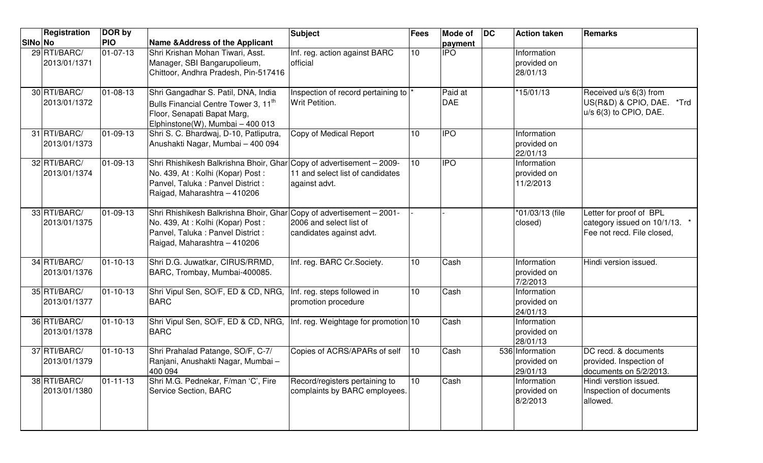| SlNo | Registration No | DOR by PIO | Name &Address of the Applicant | Subject | Fees | Mode of payment | DC | Action taken | Remarks |
|---|---|---|---|---|---|---|---|---|---|
| 29 | RTI/BARC/ 2013/01/1371 | 01-07-13 | Shri Krishan Mohan Tiwari, Asst. Manager, SBI Bangarupolieum, Chittoor, Andhra Pradesh, Pin-517416 | Inf. reg. action against BARC official | 10 | IPO | | Information provided on 28/01/13 | |
| 30 | RTI/BARC/ 2013/01/1372 | 01-08-13 | Shri Gangadhar S. Patil, DNA, India Bulls Financial Centre Tower 3, 11th Floor, Senapati Bapat Marg, Elphinstone(W), Mumbai – 400 013 | Inspection of record pertaining to Writ Petition. | * | Paid at DAE | | *15/01/13 | Received u/s 6(3) from US(R&D) & CPIO, DAE. *Trd u/s 6(3) to CPIO, DAE. |
| 31 | RTI/BARC/ 2013/01/1373 | 01-09-13 | Shri S. C. Bhardwaj, D-10, Patliputra, Anushakti Nagar, Mumbai – 400 094 | Copy of Medical Report | 10 | IPO | | Information provided on 22/01/13 | |
| 32 | RTI/BARC/ 2013/01/1374 | 01-09-13 | Shri Rhishikesh Balkrishna Bhoir, Ghar No. 439, At : Kolhi (Kopar) Post : Panvel, Taluka : Panvel District : Raigad, Maharashtra – 410206 | Copy of advertisement – 2009-11 and select list of candidates against advt. | 10 | IPO | | Information provided on 11/2/2013 | |
| 33 | RTI/BARC/ 2013/01/1375 | 01-09-13 | Shri Rhishikesh Balkrishna Bhoir, Ghar No. 439, At : Kolhi (Kopar) Post : Panvel, Taluka : Panvel District : Raigad, Maharashtra – 410206 | Copy of advertisement – 2001-2006 and select list of candidates against advt. | - | - | | *01/03/13 (file closed) | Letter for proof of BPL category issued on 10/1/13. * Fee not recd. File closed, |
| 34 | RTI/BARC/ 2013/01/1376 | 01-10-13 | Shri D.G. Juwatkar, CIRUS/RRMD, BARC, Trombay, Mumbai-400085. | Inf. reg. BARC Cr.Society. | 10 | Cash | | Information provided on 7/2/2013 | Hindi version issued. |
| 35 | RTI/BARC/ 2013/01/1377 | 01-10-13 | Shri Vipul Sen, SO/F, ED & CD, NRG, BARC | Inf. reg. steps followed in promotion procedure | 10 | Cash | | Information provided on 24/01/13 | |
| 36 | RTI/BARC/ 2013/01/1378 | 01-10-13 | Shri Vipul Sen, SO/F, ED & CD, NRG, BARC | Inf. reg. Weightage for promotion | 10 | Cash | | Information provided on 28/01/13 | |
| 37 | RTI/BARC/ 2013/01/1379 | 01-10-13 | Shri Prahalad Patange, SO/F, C-7/ Ranjani, Anushakti Nagar, Mumbai – 400 094 | Copies of ACRS/APARs of self | 10 | Cash | 536 | Information provided on 29/01/13 | DC recd. & documents provided. Inspection of documents on 5/2/2013. |
| 38 | RTI/BARC/ 2013/01/1380 | 01-11-13 | Shri M.G. Pednekar, F/man 'C', Fire Service Section, BARC | Record/registers pertaining to complaints by BARC employees. | 10 | Cash | | Information provided on 8/2/2013 | Hindi verstion issued. Inspection of documents allowed. |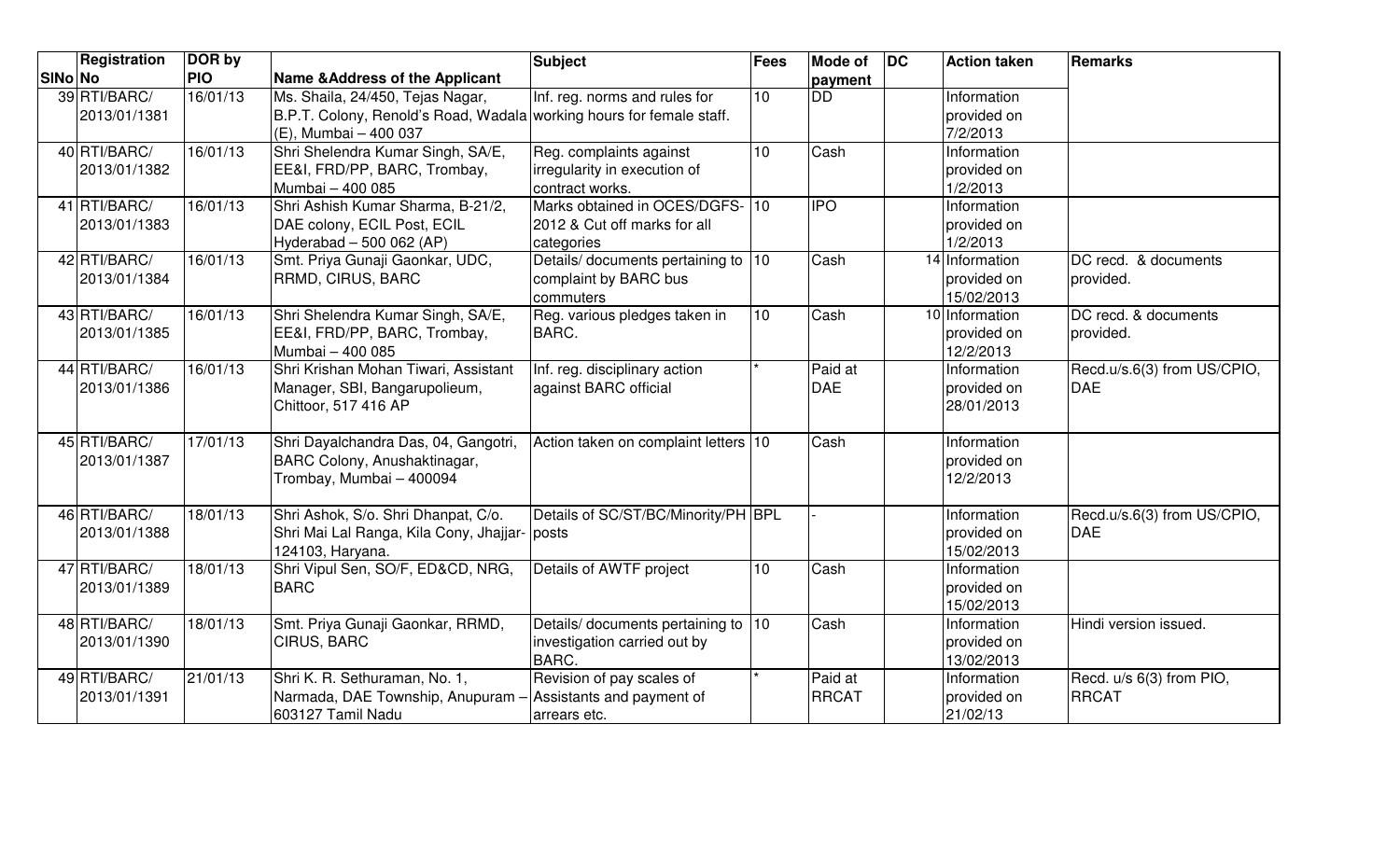| SINo | Registration No | DOR by PIO | Name &Address of the Applicant | Subject | Fees | Mode of payment | DC | Action taken | Remarks |
|---|---|---|---|---|---|---|---|---|---|
| 39 | RTI/BARC/ 2013/01/1381 | 16/01/13 | Ms. Shaila, 24/450, Tejas Nagar, B.P.T. Colony, Renold's Road, Wadala (E), Mumbai – 400 037 | Inf. reg. norms and rules for working hours for female staff. | 10 | DD | | Information provided on 7/2/2013 | |
| 40 | RTI/BARC/ 2013/01/1382 | 16/01/13 | Shri Shelendra Kumar Singh, SA/E, EE&I, FRD/PP, BARC, Trombay, Mumbai – 400 085 | Reg. complaints against irregularity in execution of contract works. | 10 | Cash | | Information provided on 1/2/2013 | |
| 41 | RTI/BARC/ 2013/01/1383 | 16/01/13 | Shri Ashish Kumar Sharma, B-21/2, DAE colony, ECIL Post, ECIL Hyderabad – 500 062 (AP) | Marks obtained in OCES/DGFS-2012 & Cut off marks for all categories | 10 | IPO | | Information provided on 1/2/2013 | |
| 42 | RTI/BARC/ 2013/01/1384 | 16/01/13 | Smt. Priya Gunaji Gaonkar, UDC, RRMD, CIRUS, BARC | Details/ documents pertaining to complaint by BARC bus commuters | 10 | Cash | 14 | Information provided on 15/02/2013 | DC recd. & documents provided. |
| 43 | RTI/BARC/ 2013/01/1385 | 16/01/13 | Shri Shelendra Kumar Singh, SA/E, EE&I, FRD/PP, BARC, Trombay, Mumbai – 400 085 | Reg. various pledges taken in BARC. | 10 | Cash | 10 | Information provided on 12/2/2013 | DC recd. & documents provided. |
| 44 | RTI/BARC/ 2013/01/1386 | 16/01/13 | Shri Krishan Mohan Tiwari, Assistant Manager, SBI, Bangarupolieum, Chittoor, 517 416 AP | Inf. reg. disciplinary action against BARC official | * | Paid at DAE | | Information provided on 28/01/2013 | Recd.u/s.6(3) from US/CPIO, DAE |
| 45 | RTI/BARC/ 2013/01/1387 | 17/01/13 | Shri Dayalchandra Das, 04, Gangotri, BARC Colony, Anushaktinagar, Trombay, Mumbai – 400094 | Action taken on complaint letters | 10 | Cash | | Information provided on 12/2/2013 | |
| 46 | RTI/BARC/ 2013/01/1388 | 18/01/13 | Shri Ashok, S/o. Shri Dhanpat, C/o. Shri Mai Lal Ranga, Kila Cony, Jhajjar-124103, Haryana. | Details of SC/ST/BC/Minority/PH posts | BPL | - | | Information provided on 15/02/2013 | Recd.u/s.6(3) from US/CPIO, DAE |
| 47 | RTI/BARC/ 2013/01/1389 | 18/01/13 | Shri Vipul Sen, SO/F, ED&CD, NRG, BARC | Details of AWTF project | 10 | Cash | | Information provided on 15/02/2013 | |
| 48 | RTI/BARC/ 2013/01/1390 | 18/01/13 | Smt. Priya Gunaji Gaonkar, RRMD, CIRUS, BARC | Details/ documents pertaining to investigation carried out by BARC. | 10 | Cash | | Information provided on 13/02/2013 | Hindi version issued. |
| 49 | RTI/BARC/ 2013/01/1391 | 21/01/13 | Shri K. R. Sethuraman, No. 1, Narmada, DAE Township, Anupuram – 603127 Tamil Nadu | Revision of pay scales of Assistants and payment of arrears etc. | * | Paid at RRCAT | | Information provided on 21/02/13 | Recd. u/s 6(3) from PIO, RRCAT |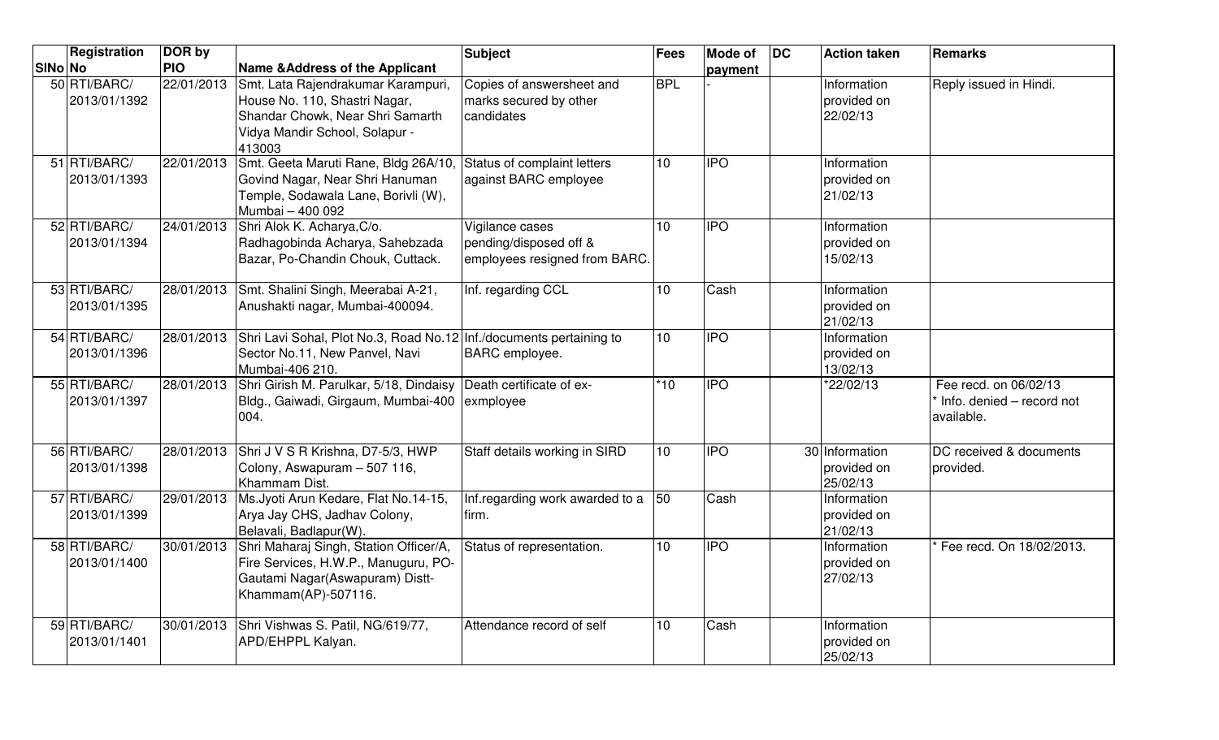| SlNo | Registration No | DOR by PIO | Name &Address of the Applicant | Subject | Fees | Mode of payment | DC | Action taken | Remarks |
|---|---|---|---|---|---|---|---|---|---|
| 50 | RTI/BARC/ 2013/01/1392 | 22/01/2013 | Smt. Lata Rajendrakumar Karampuri, House No. 110, Shastri Nagar, Shandar Chowk, Near Shri Samarth Vidya Mandir School, Solapur - 413003 | Copies of answersheet and marks secured by other candidates | BPL | - | | Information provided on 22/02/13 | Reply issued in Hindi. |
| 51 | RTI/BARC/ 2013/01/1393 | 22/01/2013 | Smt. Geeta Maruti Rane, Bldg 26A/10, Govind Nagar, Near Shri Hanuman Temple, Sodawala Lane, Borivli (W), Mumbai – 400 092 | Status of complaint letters against BARC employee | 10 | IPO | | Information provided on 21/02/13 | |
| 52 | RTI/BARC/ 2013/01/1394 | 24/01/2013 | Shri Alok K. Acharya,C/o. Radhagobinda Acharya, Sahebzada Bazar, Po-Chandin Chouk, Cuttack. | Vigilance cases pending/disposed off & employees resigned from BARC. | 10 | IPO | | Information provided on 15/02/13 | |
| 53 | RTI/BARC/ 2013/01/1395 | 28/01/2013 | Smt. Shalini Singh, Meerabai A-21, Anushakti nagar, Mumbai-400094. | Inf. regarding CCL | 10 | Cash | | Information provided on 21/02/13 | |
| 54 | RTI/BARC/ 2013/01/1396 | 28/01/2013 | Shri Lavi Sohal, Plot No.3, Road No.12 Sector No.11, New Panvel, Navi Mumbai-406 210. | Inf./documents pertaining to BARC employee. | 10 | IPO | | Information provided on 13/02/13 | |
| 55 | RTI/BARC/ 2013/01/1397 | 28/01/2013 | Shri Girish M. Parulkar, 5/18, Dindaisy Bldg., Gaiwadi, Girgaum, Mumbai-400 004. | Death certificate of ex-exmployee | *10 | IPO | | *22/02/13 | Fee recd. on 06/02/13 * Info. denied – record not available. |
| 56 | RTI/BARC/ 2013/01/1398 | 28/01/2013 | Shri J V S R Krishna, D7-5/3, HWP Colony, Aswapuram – 507 116, Khammam Dist. | Staff details working in SIRD | 10 | IPO | 30 | Information provided on 25/02/13 | DC received & documents provided. |
| 57 | RTI/BARC/ 2013/01/1399 | 29/01/2013 | Ms.Jyoti Arun Kedare, Flat No.14-15, Arya Jay CHS, Jadhav Colony, Belavali, Badlapur(W). | Inf.regarding work awarded to a firm. | 50 | Cash | | Information provided on 21/02/13 | |
| 58 | RTI/BARC/ 2013/01/1400 | 30/01/2013 | Shri Maharaj Singh, Station Officer/A, Fire Services, H.W.P., Manuguru, PO-Gautami Nagar(Aswapuram) Distt-Khammam(AP)-507116. | Status of representation. | 10 | IPO | | Information provided on 27/02/13 | * Fee recd. On 18/02/2013. |
| 59 | RTI/BARC/ 2013/01/1401 | 30/01/2013 | Shri Vishwas S. Patil, NG/619/77, APD/EHPPL Kalyan. | Attendance record of self | 10 | Cash | | Information provided on 25/02/13 | |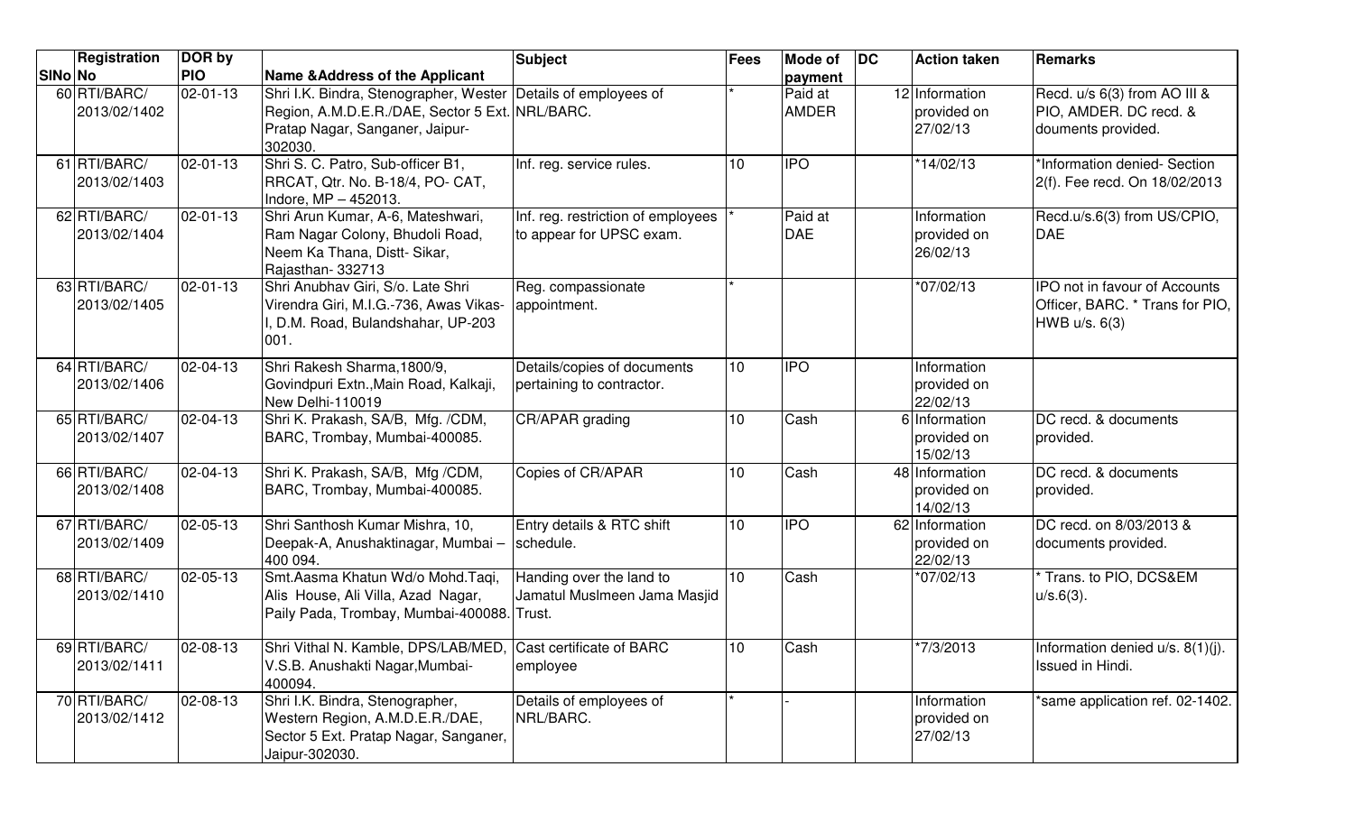| SlNo | Registration No | DOR by PIO | Name &Address of the Applicant | Subject | Fees | Mode of payment | DC | Action taken | Remarks |
|---|---|---|---|---|---|---|---|---|---|
| 60 | RTI/BARC/ 2013/02/1402 | 02-01-13 | Shri I.K. Bindra, Stenographer, Wester Region, A.M.D.E.R./DAE, Sector 5 Ext. Pratap Nagar, Sanganer, Jaipur-302030. | Details of employees of NRL/BARC. | * | Paid at AMDER | 12 | Information provided on 27/02/13 | Recd. u/s 6(3) from AO III & PIO, AMDER. DC recd. & douments provided. |
| 61 | RTI/BARC/ 2013/02/1403 | 02-01-13 | Shri S. C. Patro, Sub-officer B1, RRCAT, Qtr. No. B-18/4, PO- CAT, Indore, MP – 452013. | Inf. reg. service rules. | 10 | IPO | | *14/02/13 | *Information denied- Section 2(f). Fee recd. On 18/02/2013 |
| 62 | RTI/BARC/ 2013/02/1404 | 02-01-13 | Shri Arun Kumar, A-6, Mateshwari, Ram Nagar Colony, Bhudoli Road, Neem Ka Thana, Distt- Sikar, Rajasthan- 332713 | Inf. reg. restriction of employees to appear for UPSC exam. | * | Paid at DAE | | Information provided on 26/02/13 | Recd.u/s.6(3) from US/CPIO, DAE |
| 63 | RTI/BARC/ 2013/02/1405 | 02-01-13 | Shri Anubhav Giri, S/o. Late Shri Virendra Giri, M.I.G.-736, Awas Vikas-I, D.M. Road, Bulandshahar, UP-203 001. | Reg. compassionate appointment. | * | | | *07/02/13 | IPO not in favour of Accounts Officer, BARC. * Trans for PIO, HWB u/s. 6(3) |
| 64 | RTI/BARC/ 2013/02/1406 | 02-04-13 | Shri Rakesh Sharma,1800/9, Govindpuri Extn.,Main Road, Kalkaji, New Delhi-110019 | Details/copies of documents pertaining to contractor. | 10 | IPO | | Information provided on 22/02/13 | |
| 65 | RTI/BARC/ 2013/02/1407 | 02-04-13 | Shri K. Prakash, SA/B, Mfg. /CDM, BARC, Trombay, Mumbai-400085. | CR/APAR grading | 10 | Cash | 6 | Information provided on 15/02/13 | DC recd. & documents provided. |
| 66 | RTI/BARC/ 2013/02/1408 | 02-04-13 | Shri K. Prakash, SA/B, Mfg /CDM, BARC, Trombay, Mumbai-400085. | Copies of CR/APAR | 10 | Cash | 48 | Information provided on 14/02/13 | DC recd. & documents provided. |
| 67 | RTI/BARC/ 2013/02/1409 | 02-05-13 | Shri Santhosh Kumar Mishra, 10, Deepak-A, Anushaktinagar, Mumbai – 400 094. | Entry details & RTC shift schedule. | 10 | IPO | 62 | Information provided on 22/02/13 | DC recd. on 8/03/2013 & documents provided. |
| 68 | RTI/BARC/ 2013/02/1410 | 02-05-13 | Smt.Aasma Khatun Wd/o Mohd.Taqi, Alis House, Ali Villa, Azad Nagar, Paily Pada, Trombay, Mumbai-400088. | Handing over the land to Jamatul Muslmeen Jama Masjid Trust. | 10 | Cash | | *07/02/13 | * Trans. to PIO, DCS&EM u/s.6(3). |
| 69 | RTI/BARC/ 2013/02/1411 | 02-08-13 | Shri Vithal N. Kamble, DPS/LAB/MED, V.S.B. Anushakti Nagar,Mumbai-400094. | Cast certificate of BARC employee | 10 | Cash | | *7/3/2013 | Information denied u/s. 8(1)(j). Issued in Hindi. |
| 70 | RTI/BARC/ 2013/02/1412 | 02-08-13 | Shri I.K. Bindra, Stenographer, Western Region, A.M.D.E.R./DAE, Sector 5 Ext. Pratap Nagar, Sanganer, Jaipur-302030. | Details of employees of NRL/BARC. | * | - | | Information provided on 27/02/13 | *same application ref. 02-1402. |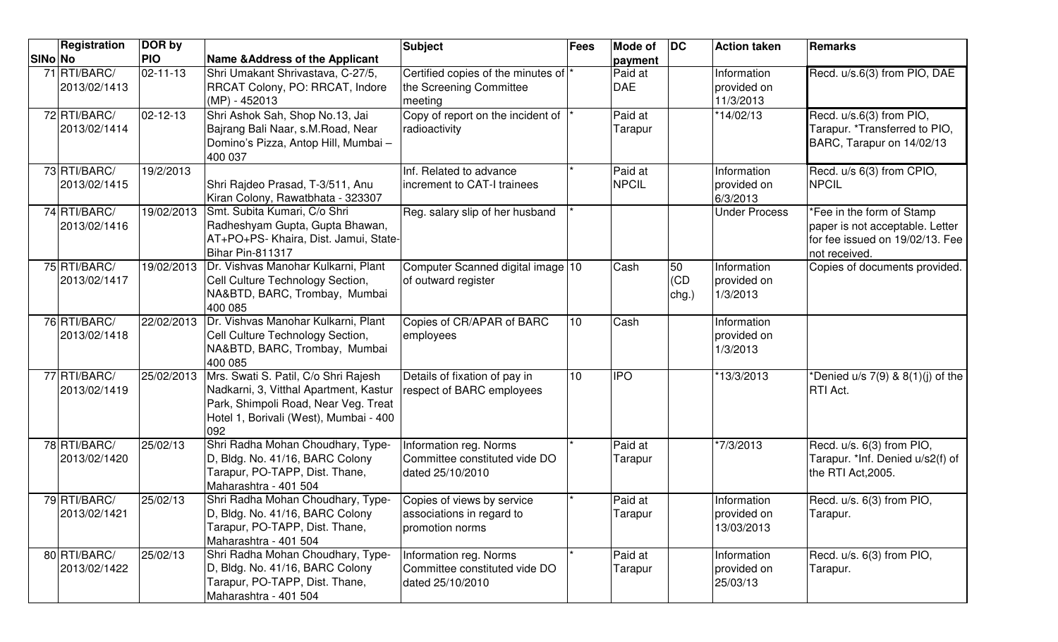| SINo | Registration No | DOR by PIO | Name &Address of the Applicant | Subject | Fees | Mode of payment | DC | Action taken | Remarks |
|---|---|---|---|---|---|---|---|---|---|
| 71 | RTI/BARC/ 2013/02/1413 | 02-11-13 | Shri Umakant Shrivastava, C-27/5, RRCAT Colony, PO: RRCAT, Indore (MP) - 452013 | Certified copies of the minutes of the Screening Committee meeting | * | Paid at DAE | | Information provided on 11/3/2013 | Recd. u/s.6(3) from PIO, DAE |
| 72 | RTI/BARC/ 2013/02/1414 | 02-12-13 | Shri Ashok Sah, Shop No.13, Jai Bajrang Bali Naar, s.M.Road, Near Domino's Pizza, Antop Hill, Mumbai – 400 037 | Copy of report on the incident of radioactivity | * | Paid at Tarapur | | *14/02/13 | Recd. u/s.6(3) from PIO, Tarapur. *Transferred to PIO, BARC, Tarapur on 14/02/13 |
| 73 | RTI/BARC/ 2013/02/1415 | 19/2/2013 | Shri Rajdeo Prasad, T-3/511, Anu Kiran Colony, Rawatbhata - 323307 | Inf. Related to advance increment to CAT-I trainees | * | Paid at NPCIL | | Information provided on 6/3/2013 | Recd. u/s 6(3) from CPIO, NPCIL |
| 74 | RTI/BARC/ 2013/02/1416 | 19/02/2013 | Smt. Subita Kumari, C/o Shri Radheshyam Gupta, Gupta Bhawan, AT+PO+PS- Khaira, Dist. Jamui, State-Bihar Pin-811317 | Reg. salary slip of her husband | * | | | Under Process | *Fee in the form of Stamp paper is not acceptable. Letter for fee issued on 19/02/13. Fee not received. |
| 75 | RTI/BARC/ 2013/02/1417 | 19/02/2013 | Dr. Vishvas Manohar Kulkarni, Plant Cell Culture Technology Section, NA&BTD, BARC, Trombay, Mumbai 400 085 | Computer Scanned digital image of outward register | 10 | Cash | 50 (CD chg.) | Information provided on 1/3/2013 | Copies of documents provided. |
| 76 | RTI/BARC/ 2013/02/1418 | 22/02/2013 | Dr. Vishvas Manohar Kulkarni, Plant Cell Culture Technology Section, NA&BTD, BARC, Trombay, Mumbai 400 085 | Copies of CR/APAR of BARC employees | 10 | Cash | | Information provided on 1/3/2013 | |
| 77 | RTI/BARC/ 2013/02/1419 | 25/02/2013 | Mrs. Swati S. Patil, C/o Shri Rajesh Nadkarni, 3, Vitthal Apartment, Kastur Park, Shimpoli Road, Near Veg. Treat Hotel 1, Borivali (West), Mumbai - 400 092 | Details of fixation of pay in respect of BARC employees | 10 | IPO | | *13/3/2013 | *Denied u/s 7(9) & 8(1)(j) of the RTI Act. |
| 78 | RTI/BARC/ 2013/02/1420 | 25/02/13 | Shri Radha Mohan Choudhary, Type-D, Bldg. No. 41/16, BARC Colony Tarapur, PO-TAPP, Dist. Thane, Maharashtra - 401 504 | Information reg. Norms Committee constituted vide DO dated 25/10/2010 | * | Paid at Tarapur | | *7/3/2013 | Recd. u/s. 6(3) from PIO, Tarapur. *Inf. Denied u/s2(f) of the RTI Act,2005. |
| 79 | RTI/BARC/ 2013/02/1421 | 25/02/13 | Shri Radha Mohan Choudhary, Type-D, Bldg. No. 41/16, BARC Colony Tarapur, PO-TAPP, Dist. Thane, Maharashtra - 401 504 | Copies of views by service associations in regard to promotion norms | * | Paid at Tarapur | | Information provided on 13/03/2013 | Recd. u/s. 6(3) from PIO, Tarapur. |
| 80 | RTI/BARC/ 2013/02/1422 | 25/02/13 | Shri Radha Mohan Choudhary, Type-D, Bldg. No. 41/16, BARC Colony Tarapur, PO-TAPP, Dist. Thane, Maharashtra - 401 504 | Information reg. Norms Committee constituted vide DO dated 25/10/2010 | * | Paid at Tarapur | | Information provided on 25/03/13 | Recd. u/s. 6(3) from PIO, Tarapur. |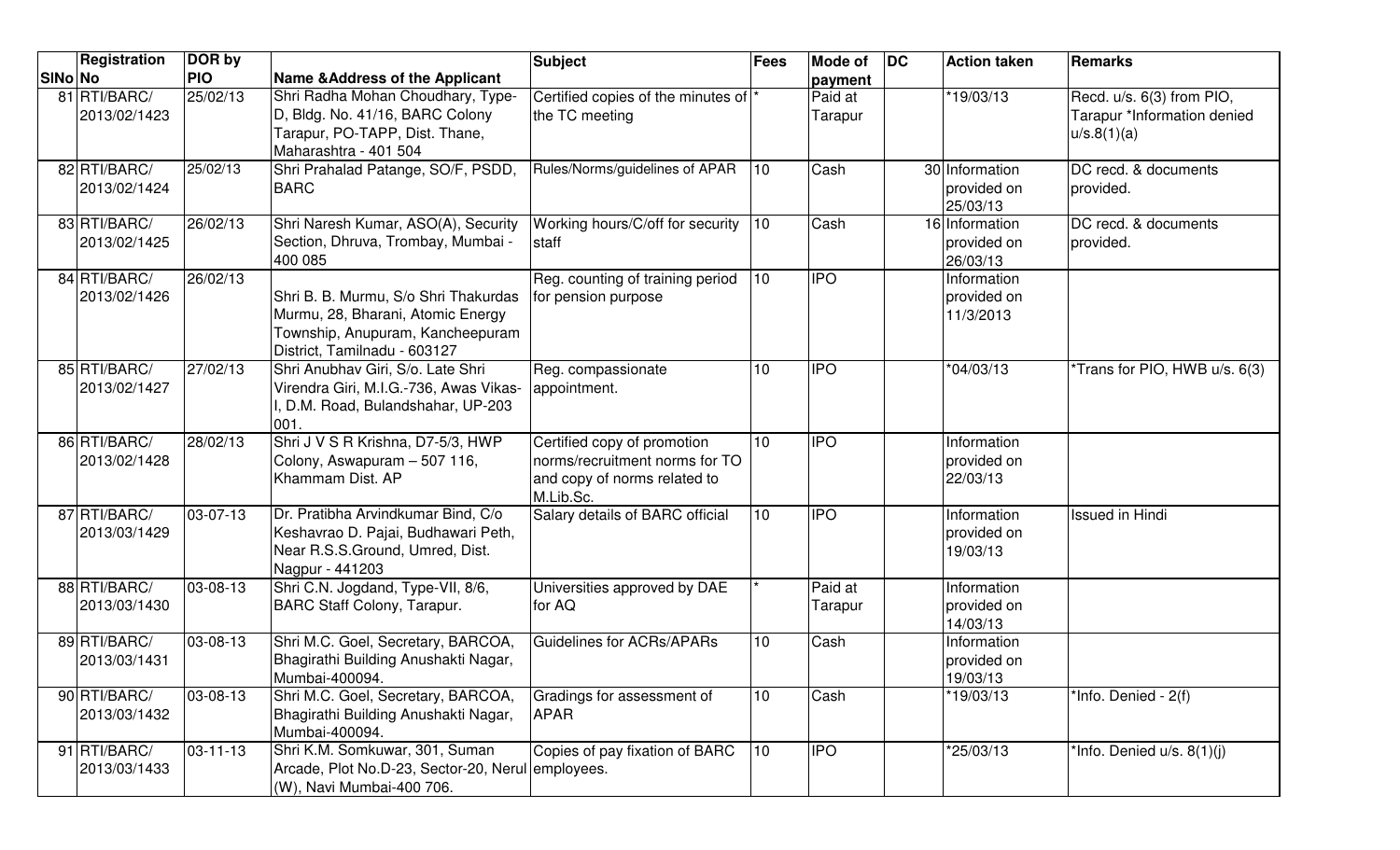| SINo | Registration No | DOR by PIO | Name &Address of the Applicant | Subject | Fees | Mode of payment | DC | Action taken | Remarks |
|---|---|---|---|---|---|---|---|---|---|
| 81 | RTI/BARC/ 2013/02/1423 | 25/02/13 | Shri Radha Mohan Choudhary, Type-D, Bldg. No. 41/16, BARC Colony Tarapur, PO-TAPP, Dist. Thane, Maharashtra - 401 504 | Certified copies of the minutes of the TC meeting | * | Paid at Tarapur | | *19/03/13 | Recd. u/s. 6(3) from PIO, Tarapur *Information denied u/s.8(1)(a) |
| 82 | RTI/BARC/ 2013/02/1424 | 25/02/13 | Shri Prahalad Patange, SO/F, PSDD, BARC | Rules/Norms/guidelines of APAR | 10 | Cash | 30 | Information provided on 25/03/13 | DC recd. & documents provided. |
| 83 | RTI/BARC/ 2013/02/1425 | 26/02/13 | Shri Naresh Kumar, ASO(A), Security Section, Dhruva, Trombay, Mumbai - 400 085 | Working hours/C/off for security staff | 10 | Cash | 16 | Information provided on 26/03/13 | DC recd. & documents provided. |
| 84 | RTI/BARC/ 2013/02/1426 | 26/02/13 | Shri B. B. Murmu, S/o Shri Thakurdas Murmu, 28, Bharani, Atomic Energy Township, Anupuram, Kancheepuram District, Tamilnadu - 603127 | Reg. counting of training period for pension purpose | 10 | IPO | | Information provided on 11/3/2013 | |
| 85 | RTI/BARC/ 2013/02/1427 | 27/02/13 | Shri Anubhav Giri, S/o. Late Shri Virendra Giri, M.I.G.-736, Awas Vikas-I, D.M. Road, Bulandshahar, UP-203 001. | Reg. compassionate appointment. | 10 | IPO | | *04/03/13 | *Trans for PIO, HWB u/s. 6(3) |
| 86 | RTI/BARC/ 2013/02/1428 | 28/02/13 | Shri J V S R Krishna, D7-5/3, HWP Colony, Aswapuram – 507 116, Khammam Dist. AP | Certified copy of promotion norms/recruitment norms for TO and copy of norms related to M.Lib.Sc. | 10 | IPO | | Information provided on 22/03/13 | |
| 87 | RTI/BARC/ 2013/03/1429 | 03-07-13 | Dr. Pratibha Arvindkumar Bind, C/o Keshavrao D. Pajai, Budhawari Peth, Near R.S.S.Ground, Umred, Dist. Nagpur - 441203 | Salary details of BARC official | 10 | IPO | | Information provided on 19/03/13 | Issued in Hindi |
| 88 | RTI/BARC/ 2013/03/1430 | 03-08-13 | Shri C.N. Jogdand, Type-VII, 8/6, BARC Staff Colony, Tarapur. | Universities approved by DAE for AQ | * | Paid at Tarapur | | Information provided on 14/03/13 | |
| 89 | RTI/BARC/ 2013/03/1431 | 03-08-13 | Shri M.C. Goel, Secretary, BARCOA, Bhagirathi Building Anushakti Nagar, Mumbai-400094. | Guidelines for ACRs/APARs | 10 | Cash | | Information provided on 19/03/13 | |
| 90 | RTI/BARC/ 2013/03/1432 | 03-08-13 | Shri M.C. Goel, Secretary, BARCOA, Bhagirathi Building Anushakti Nagar, Mumbai-400094. | Gradings for assessment of APAR | 10 | Cash | | *19/03/13 | *Info. Denied - 2(f) |
| 91 | RTI/BARC/ 2013/03/1433 | 03-11-13 | Shri K.M. Somkuwar, 301, Suman Arcade, Plot No.D-23, Sector-20, Nerul (W), Navi Mumbai-400 706. | Copies of pay fixation of BARC employees. | 10 | IPO | | *25/03/13 | *Info. Denied u/s. 8(1)(j) |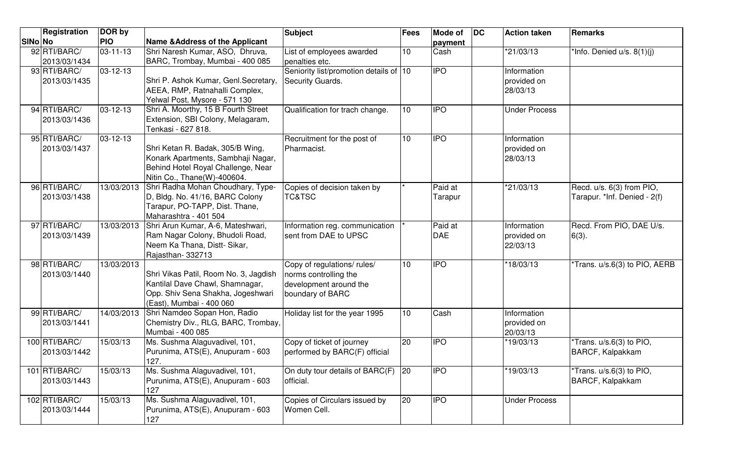| SlNo | Registration No | DOR by PIO | Name &Address of the Applicant | Subject | Fees | Mode of payment | DC | Action taken | Remarks |
|---|---|---|---|---|---|---|---|---|---|
| 92 | RTI/BARC/ 2013/03/1434 | 03-11-13 | Shri Naresh Kumar, ASO, Dhruva, BARC, Trombay, Mumbai - 400 085 | List of employees awarded penalties etc. | 10 | Cash | | *21/03/13 | *Info. Denied u/s. 8(1)(j) |
| 93 | RTI/BARC/ 2013/03/1435 | 03-12-13 | Shri P. Ashok Kumar, Genl.Secretary, AEEA, RMP, Ratnahalli Complex, Yelwal Post, Mysore - 571 130 | Seniority list/promotion details of Security Guards. | 10 | IPO | | Information provided on 28/03/13 | |
| 94 | RTI/BARC/ 2013/03/1436 | 03-12-13 | Shri A. Moorthy, 15 B Fourth Street Extension, SBI Colony, Melagaram, Tenkasi - 627 818. | Qualification for trach change. | 10 | IPO | | Under Process | |
| 95 | RTI/BARC/ 2013/03/1437 | 03-12-13 | Shri Ketan R. Badak, 305/B Wing, Konark Apartments, Sambhaji Nagar, Behind Hotel Royal Challenge, Near Nitin Co., Thane(W)-400604. | Recruitment for the post of Pharmacist. | 10 | IPO | | Information provided on 28/03/13 | |
| 96 | RTI/BARC/ 2013/03/1438 | 13/03/2013 | Shri Radha Mohan Choudhary, Type-D, Bldg. No. 41/16, BARC Colony Tarapur, PO-TAPP, Dist. Thane, Maharashtra - 401 504 | Copies of decision taken by TC&TSC | * | Paid at Tarapur | | *21/03/13 | Recd. u/s. 6(3) from PIO, Tarapur. *Inf. Denied - 2(f) |
| 97 | RTI/BARC/ 2013/03/1439 | 13/03/2013 | Shri Arun Kumar, A-6, Mateshwari, Ram Nagar Colony, Bhudoli Road, Neem Ka Thana, Distt- Sikar, Rajasthan- 332713 | Information reg. communication sent from DAE to UPSC | * | Paid at DAE | | Information provided on 22/03/13 | Recd. From PIO, DAE U/s. 6(3). |
| 98 | RTI/BARC/ 2013/03/1440 | 13/03/2013 | Shri Vikas Patil, Room No. 3, Jagdish Kantilal Dave Chawl, Shamnagar, Opp. Shiv Sena Shakha, Jogeshwari (East), Mumbai - 400 060 | Copy of regulations/ rules/ norms controlling the development around the boundary of BARC | 10 | IPO | | *18/03/13 | *Trans. u/s.6(3) to PIO, AERB |
| 99 | RTI/BARC/ 2013/03/1441 | 14/03/2013 | Shri Namdeo Sopan Hon, Radio Chemistry Div., RLG, BARC, Trombay, Mumbai - 400 085 | Holiday list for the year 1995 | 10 | Cash | | Information provided on 20/03/13 | |
| 100 | RTI/BARC/ 2013/03/1442 | 15/03/13 | Ms. Sushma Alaguvadivel, 101, Purunima, ATS(E), Anupuram - 603 127. | Copy of ticket of journey performed by BARC(F) official | 20 | IPO | | *19/03/13 | *Trans. u/s.6(3) to PIO, BARCF, Kalpakkam |
| 101 | RTI/BARC/ 2013/03/1443 | 15/03/13 | Ms. Sushma Alaguvadivel, 101, Purunima, ATS(E), Anupuram - 603 127 | On duty tour details of BARC(F) official. | 20 | IPO | | *19/03/13 | *Trans. u/s.6(3) to PIO, BARCF, Kalpakkam |
| 102 | RTI/BARC/ 2013/03/1444 | 15/03/13 | Ms. Sushma Alaguvadivel, 101, Purunima, ATS(E), Anupuram - 603 127 | Copies of Circulars issued by Women Cell. | 20 | IPO | | Under Process | |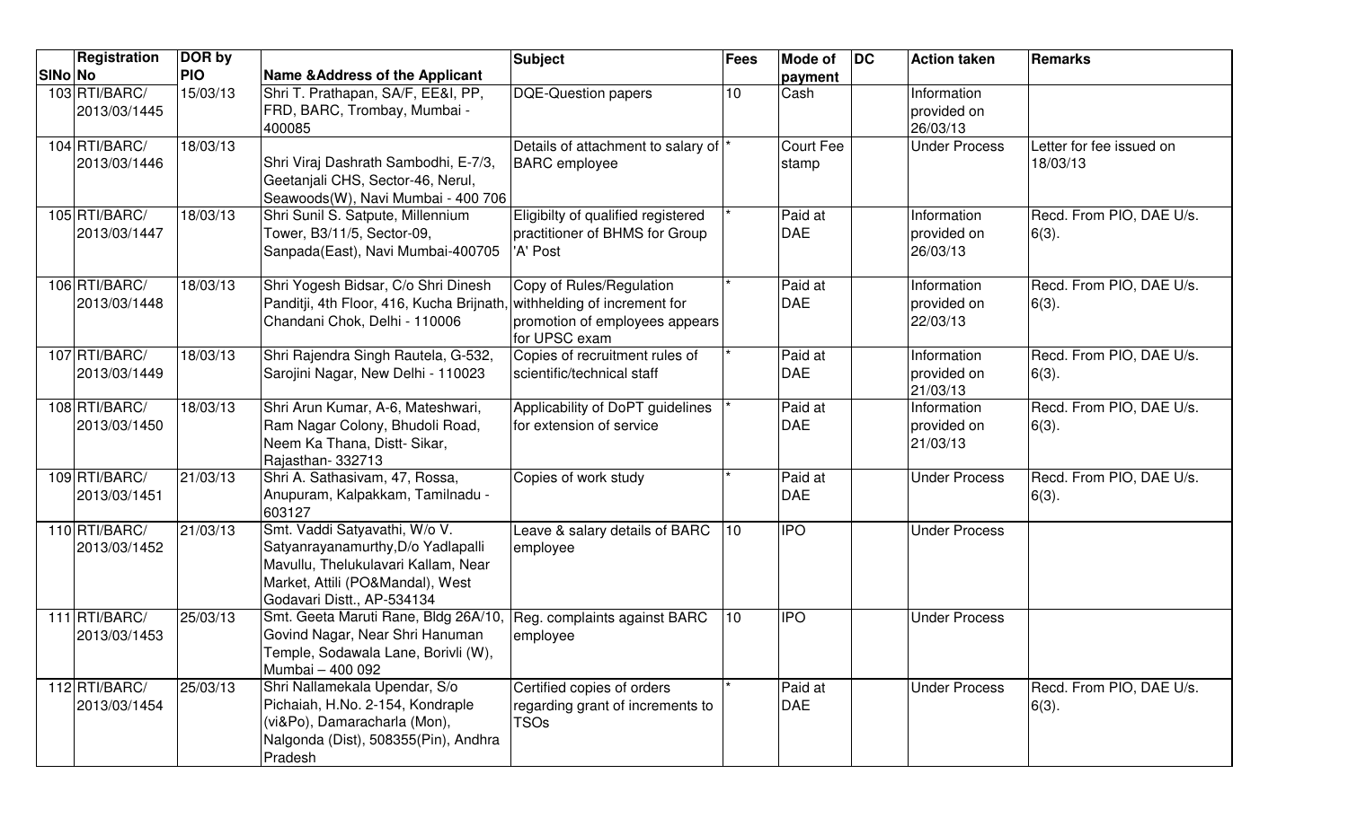| SlNo | Registration No | DOR by PIO | Name &Address of the Applicant | Subject | Fees | Mode of payment | DC | Action taken | Remarks |
|---|---|---|---|---|---|---|---|---|---|
| 103 | RTI/BARC/ 2013/03/1445 | 15/03/13 | Shri T. Prathapan, SA/F, EE&I, PP, FRD, BARC, Trombay, Mumbai - 400085 | DQE-Question papers | 10 | Cash | | Information provided on 26/03/13 | |
| 104 | RTI/BARC/ 2013/03/1446 | 18/03/13 | Shri Viraj Dashrath Sambodhi, E-7/3, Geetanjali CHS, Sector-46, Nerul, Seawoods(W), Navi Mumbai - 400 706 | Details of attachment to salary of BARC employee | * | Court Fee stamp | | Under Process | Letter for fee issued on 18/03/13 |
| 105 | RTI/BARC/ 2013/03/1447 | 18/03/13 | Shri Sunil S. Satpute, Millennium Tower, B3/11/5, Sector-09, Sanpada(East), Navi Mumbai-400705 | Eligibilty of qualified registered practitioner of BHMS for Group 'A' Post | * | Paid at DAE | | Information provided on 26/03/13 | Recd. From PIO, DAE U/s. 6(3). |
| 106 | RTI/BARC/ 2013/03/1448 | 18/03/13 | Shri Yogesh Bidsar, C/o Shri Dinesh Panditji, 4th Floor, 416, Kucha Brijnath, Chandani Chok, Delhi - 110006 | Copy of Rules/Regulation withhelding of increment for promotion of employees appears for UPSC exam | * | Paid at DAE | | Information provided on 22/03/13 | Recd. From PIO, DAE U/s. 6(3). |
| 107 | RTI/BARC/ 2013/03/1449 | 18/03/13 | Shri Rajendra Singh Rautela, G-532, Sarojini Nagar, New Delhi - 110023 | Copies of recruitment rules of scientific/technical staff | * | Paid at DAE | | Information provided on 21/03/13 | Recd. From PIO, DAE U/s. 6(3). |
| 108 | RTI/BARC/ 2013/03/1450 | 18/03/13 | Shri Arun Kumar, A-6, Mateshwari, Ram Nagar Colony, Bhudoli Road, Neem Ka Thana, Distt- Sikar, Rajasthan- 332713 | Applicability of DoPT guidelines for extension of service | * | Paid at DAE | | Information provided on 21/03/13 | Recd. From PIO, DAE U/s. 6(3). |
| 109 | RTI/BARC/ 2013/03/1451 | 21/03/13 | Shri A. Sathasivam, 47, Rossa, Anupuram, Kalpakkam, Tamilnadu - 603127 | Copies of work study | * | Paid at DAE | | Under Process | Recd. From PIO, DAE U/s. 6(3). |
| 110 | RTI/BARC/ 2013/03/1452 | 21/03/13 | Smt. Vaddi Satyavathi, W/o V. Satyanrayanamurthy,D/o Yadlapalli Mavullu, Thelukulavari Kallam, Near Market, Attili (PO&Mandal), West Godavari Distt., AP-534134 | Leave & salary details of BARC employee | 10 | IPO | | Under Process | |
| 111 | RTI/BARC/ 2013/03/1453 | 25/03/13 | Smt. Geeta Maruti Rane, Bldg 26A/10, Govind Nagar, Near Shri Hanuman Temple, Sodawala Lane, Borivli (W), Mumbai – 400 092 | Reg. complaints against BARC employee | 10 | IPO | | Under Process | |
| 112 | RTI/BARC/ 2013/03/1454 | 25/03/13 | Shri Nallamekala Upendar, S/o Pichaiah, H.No. 2-154, Kondraple (vi&Po), Damaracharla (Mon), Nalgonda (Dist), 508355(Pin), Andhra Pradesh | Certified copies of orders regarding grant of increments to TSOs | * | Paid at DAE | | Under Process | Recd. From PIO, DAE U/s. 6(3). |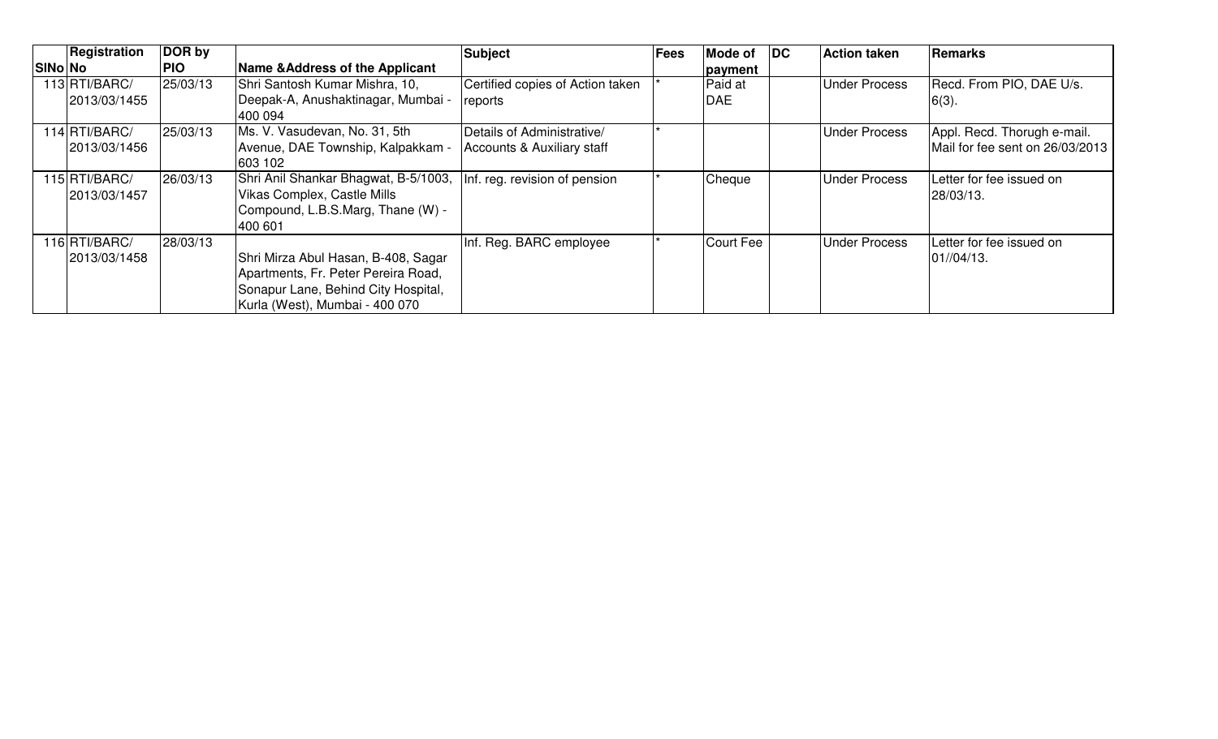| SINo | Registration No | DOR by PIO | Name &Address of the Applicant | Subject | Fees | Mode of payment | DC | Action taken | Remarks |
|---|---|---|---|---|---|---|---|---|---|
| 113 | RTI/BARC/ 2013/03/1455 | 25/03/13 | Shri Santosh Kumar Mishra, 10, Deepak-A, Anushaktinagar, Mumbai - 400 094 | Certified copies of Action taken reports | * | Paid at DAE | | Under Process | Recd. From PIO, DAE U/s. 6(3). |
| 114 | RTI/BARC/ 2013/03/1456 | 25/03/13 | Ms. V. Vasudevan, No. 31, 5th Avenue, DAE Township, Kalpakkam - 603 102 | Details of Administrative/ Accounts & Auxiliary staff | * | | | Under Process | Appl. Recd. Thorugh e-mail. Mail for fee sent on 26/03/2013 |
| 115 | RTI/BARC/ 2013/03/1457 | 26/03/13 | Shri Anil Shankar Bhagwat, B-5/1003, Vikas Complex, Castle Mills Compound, L.B.S.Marg, Thane (W) - 400 601 | Inf. reg. revision of pension | * | Cheque | | Under Process | Letter for fee issued on 28/03/13. |
| 116 | RTI/BARC/ 2013/03/1458 | 28/03/13 | Shri Mirza Abul Hasan, B-408, Sagar Apartments, Fr. Peter Pereira Road, Sonapur Lane, Behind City Hospital, Kurla (West), Mumbai - 400 070 | Inf. Reg. BARC employee | * | Court Fee | | Under Process | Letter for fee issued on 01//04/13. |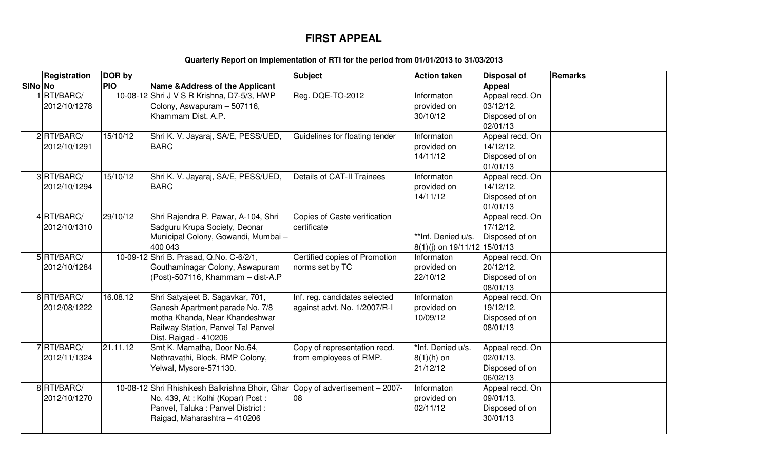# FIRST APPEAL

**Quarterly Report on Implementation of RTI for the period from 01/01/2013 to 31/03/2013**

| SlNo | Registration No | DOR by PIO | Name &Address of the Applicant | Subject | Action taken | Disposal of Appeal | Remarks |
|---|---|---|---|---|---|---|---|
| 1 | RTI/BARC/ 2012/10/1278 | 10-08-12 | Shri J V S R Krishna, D7-5/3, HWP Colony, Aswapuram – 507116, Khammam Dist. A.P. | Reg. DQE-TO-2012 | Informaton provided on 30/10/12 | Appeal recd. On 03/12/12. Disposed of on 02/01/13 | |
| 2 | RTI/BARC/ 2012/10/1291 | 15/10/12 | Shri K. V. Jayaraj, SA/E, PESS/UED, BARC | Guidelines for floating tender | Informaton provided on 14/11/12 | Appeal recd. On 14/12/12. Disposed of on 01/01/13 | |
| 3 | RTI/BARC/ 2012/10/1294 | 15/10/12 | Shri K. V. Jayaraj, SA/E, PESS/UED, BARC | Details of CAT-II Trainees | Informaton provided on 14/11/12 | Appeal recd. On 14/12/12. Disposed of on 01/01/13 | |
| 4 | RTI/BARC/ 2012/10/1310 | 29/10/12 | Shri Rajendra P. Pawar, A-104, Shri Sadguru Krupa Society, Deonar Municipal Colony, Gowandi, Mumbai – 400 043 | Copies of Caste verification certificate | **Inf. Denied u/s. 8(1)(j) on 19/11/12 | Appeal recd. On 17/12/12. Disposed of on 15/01/13 | |
| 5 | RTI/BARC/ 2012/10/1284 | 10-09-12 | Shri B. Prasad, Q.No. C-6/2/1, Gouthaminagar Colony, Aswapuram (Post)-507116, Khammam – dist-A.P | Certified copies of Promotion norms set by TC | Informaton provided on 22/10/12 | Appeal recd. On 20/12/12. Disposed of on 08/01/13 | |
| 6 | RTI/BARC/ 2012/08/1222 | 16.08.12 | Shri Satyajeet B. Sagavkar, 701, Ganesh Apartment parade No. 7/8 motha Khanda, Near Khandeshwar Railway Station, Panvel Tal Panvel Dist. Raigad - 410206 | Inf. reg. candidates selected against advt. No. 1/2007/R-I | Informaton provided on 10/09/12 | Appeal recd. On 19/12/12. Disposed of on 08/01/13 | |
| 7 | RTI/BARC/ 2012/11/1324 | 21.11.12 | Smt K. Mamatha, Door No.64, Nethravathi, Block, RMP Colony, Yelwal, Mysore-571130. | Copy of representation recd. from employees of RMP. | *Inf. Denied u/s. 8(1)(h) on 21/12/12 | Appeal recd. On 02/01/13. Disposed of on 06/02/13 | |
| 8 | RTI/BARC/ 2012/10/1270 | 10-08-12 | Shri Rhishikesh Balkrishna Bhoir, Ghar No. 439, At : Kolhi (Kopar) Post : Panvel, Taluka : Panvel District : Raigad, Maharashtra – 410206 | Copy of advertisement – 2007-08 | Informaton provided on 02/11/12 | Appeal recd. On 09/01/13. Disposed of on 30/01/13 | |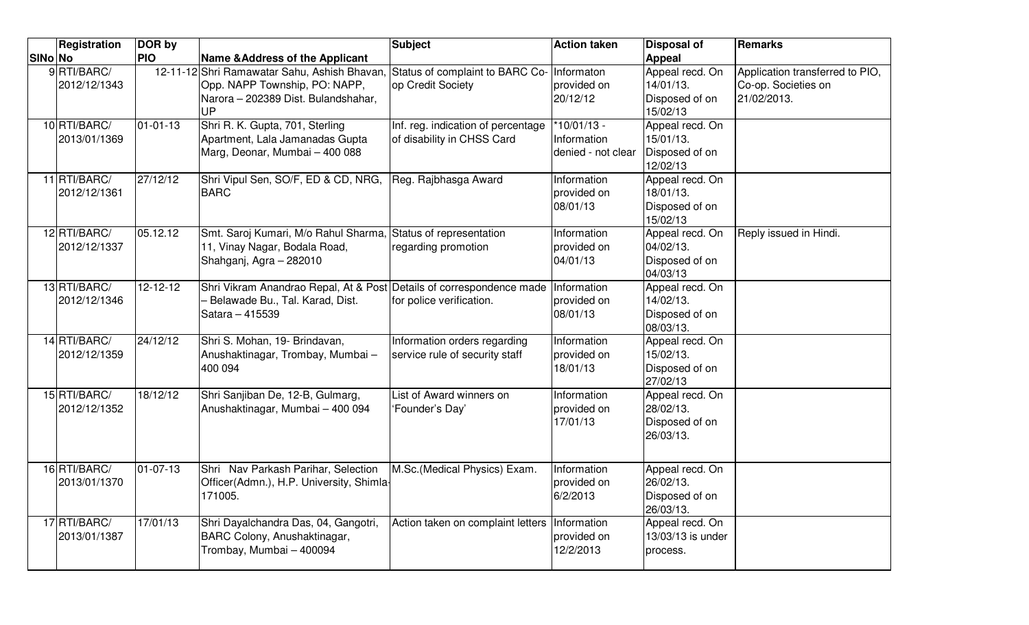| SINo | Registration No | DOR by PIO | Name &Address of the Applicant | Subject | Action taken | Disposal of Appeal | Remarks |
|---|---|---|---|---|---|---|---|
| 9 | RTI/BARC/ 2012/12/1343 | 12-11-12 | Shri Ramawatar Sahu, Ashish Bhavan, Opp. NAPP Township, PO: NAPP, Narora – 202389 Dist. Bulandshahar, UP | Status of complaint to BARC Co-op Credit Society | Informaton provided on 20/12/12 | Appeal recd. On 14/01/13. Disposed of on 15/02/13 | Application transferred to PIO, Co-op. Societies on 21/02/2013. |
| 10 | RTI/BARC/ 2013/01/1369 | 01-01-13 | Shri R. K. Gupta, 701, Sterling Apartment, Lala Jamanadas Gupta Marg, Deonar, Mumbai – 400 088 | Inf. reg. indication of percentage of disability in CHSS Card | *10/01/13 - Information denied - not clear | Appeal recd. On 15/01/13. Disposed of on 12/02/13 | |
| 11 | RTI/BARC/ 2012/12/1361 | 27/12/12 | Shri Vipul Sen, SO/F, ED & CD, NRG, BARC | Reg. Rajbhasga Award | Information provided on 08/01/13 | Appeal recd. On 18/01/13. Disposed of on 15/02/13 | |
| 12 | RTI/BARC/ 2012/12/1337 | 05.12.12 | Smt. Saroj Kumari, M/o Rahul Sharma, 11, Vinay Nagar, Bodala Road, Shahganj, Agra – 282010 | Status of representation regarding promotion | Information provided on 04/01/13 | Appeal recd. On 04/02/13. Disposed of on 04/03/13 | Reply issued in Hindi. |
| 13 | RTI/BARC/ 2012/12/1346 | 12-12-12 | Shri Vikram Anandrao Repal, At & Post – Belawade Bu., Tal. Karad, Dist. Satara – 415539 | Details of correspondence made for police verification. | Information provided on 08/01/13 | Appeal recd. On 14/02/13. Disposed of on 08/03/13. | |
| 14 | RTI/BARC/ 2012/12/1359 | 24/12/12 | Shri S. Mohan, 19- Brindavan, Anushaktinagar, Trombay, Mumbai – 400 094 | Information orders regarding service rule of security staff | Information provided on 18/01/13 | Appeal recd. On 15/02/13. Disposed of on 27/02/13 | |
| 15 | RTI/BARC/ 2012/12/1352 | 18/12/12 | Shri Sanjiban De, 12-B, Gulmarg, Anushaktinagar, Mumbai – 400 094 | List of Award winners on 'Founder's Day' | Information provided on 17/01/13 | Appeal recd. On 28/02/13. Disposed of on 26/03/13. | |
| 16 | RTI/BARC/ 2013/01/1370 | 01-07-13 | Shri Nav Parkash Parihar, Selection Officer(Admn.), H.P. University, Shimla-171005. | M.Sc.(Medical Physics) Exam. | Information provided on 6/2/2013 | Appeal recd. On 26/02/13. Disposed of on 26/03/13. | |
| 17 | RTI/BARC/ 2013/01/1387 | 17/01/13 | Shri Dayalchandra Das, 04, Gangotri, BARC Colony, Anushaktinagar, Trombay, Mumbai – 400094 | Action taken on complaint letters | Information provided on 12/2/2013 | Appeal recd. On 13/03/13 is under process. | |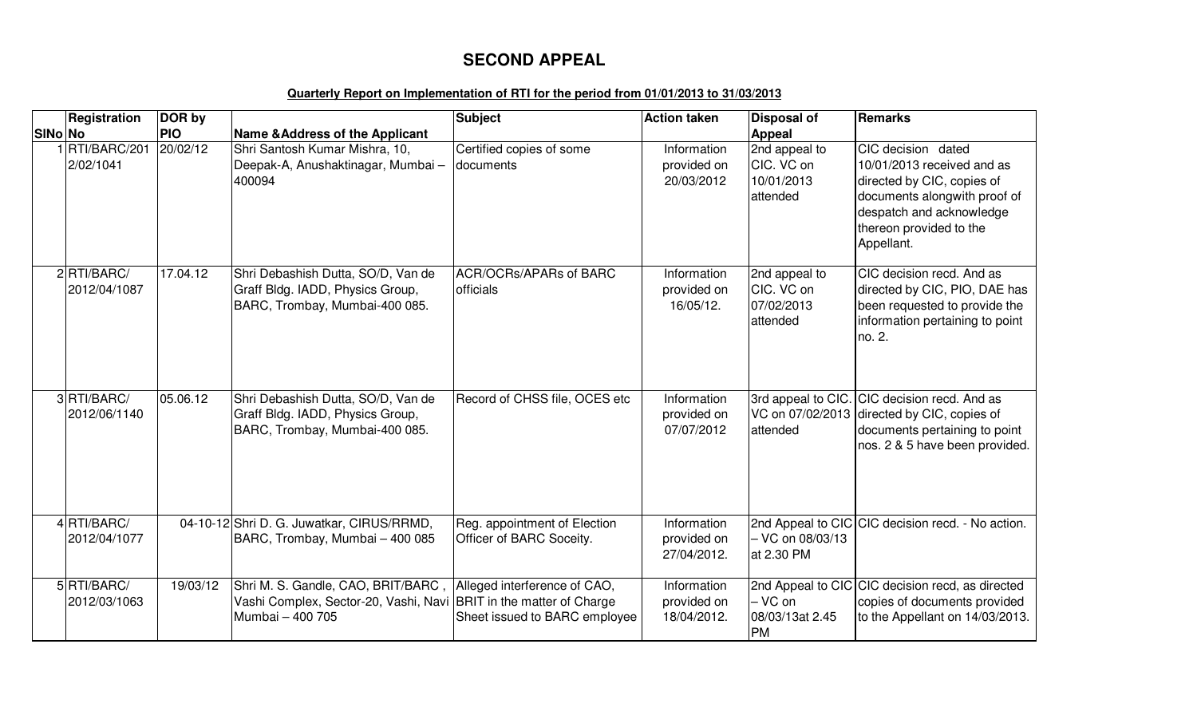# SECOND APPEAL

**Quarterly Report on Implementation of RTI for the period from 01/01/2013 to 31/03/2013**

| SlNo | Registration No | DOR by PIO | Name &Address of the Applicant | Subject | Action taken | Disposal of Appeal | Remarks |
|---|---|---|---|---|---|---|---|
| 1 | RTI/BARC/2012/02/1041 | 20/02/12 | Shri Santosh Kumar Mishra, 10, Deepak-A, Anushaktinagar, Mumbai – 400094 | Certified copies of some documents | Information provided on 20/03/2012 | 2nd appeal to CIC. VC on 10/01/2013 attended | CIC decision dated 10/01/2013 received and as directed by CIC, copies of documents alongwith proof of despatch and acknowledge thereon provided to the Appellant. |
| 2 | RTI/BARC/ 2012/04/1087 | 17.04.12 | Shri Debashish Dutta, SO/D, Van de Graff Bldg. IADD, Physics Group, BARC, Trombay, Mumbai-400 085. | ACR/OCRs/APARs of BARC officials | Information provided on 16/05/12. | 2nd appeal to CIC. VC on 07/02/2013 attended | CIC decision recd. And as directed by CIC, PIO, DAE has been requested to provide the information pertaining to point no. 2. |
| 3 | RTI/BARC/ 2012/06/1140 | 05.06.12 | Shri Debashish Dutta, SO/D, Van de Graff Bldg. IADD, Physics Group, BARC, Trombay, Mumbai-400 085. | Record of CHSS file, OCES etc | Information provided on 07/07/2012 | 3rd appeal to CIC. VC on 07/02/2013 attended | CIC decision recd. And as directed by CIC, copies of documents pertaining to point nos. 2 & 5 have been provided. |
| 4 | RTI/BARC/ 2012/04/1077 | 04-10-12 | Shri D. G. Juwatkar, CIRUS/RRMD, BARC, Trombay, Mumbai – 400 085 | Reg. appointment of Election Officer of BARC Soceity. | Information provided on 27/04/2012. | 2nd Appeal to CIC – VC on 08/03/13 at 2.30 PM | CIC decision recd. - No action. |
| 5 | RTI/BARC/ 2012/03/1063 | 19/03/12 | Shri M. S. Gandle, CAO, BRIT/BARC , Vashi Complex, Sector-20, Vashi, Navi Mumbai – 400 705 | Alleged interference of CAO, BRIT in the matter of Charge Sheet issued to BARC employee | Information provided on 18/04/2012. | 2nd Appeal to CIC – VC on 08/03/13at 2.45 PM | CIC decision recd, as directed copies of documents provided to the Appellant on 14/03/2013. |